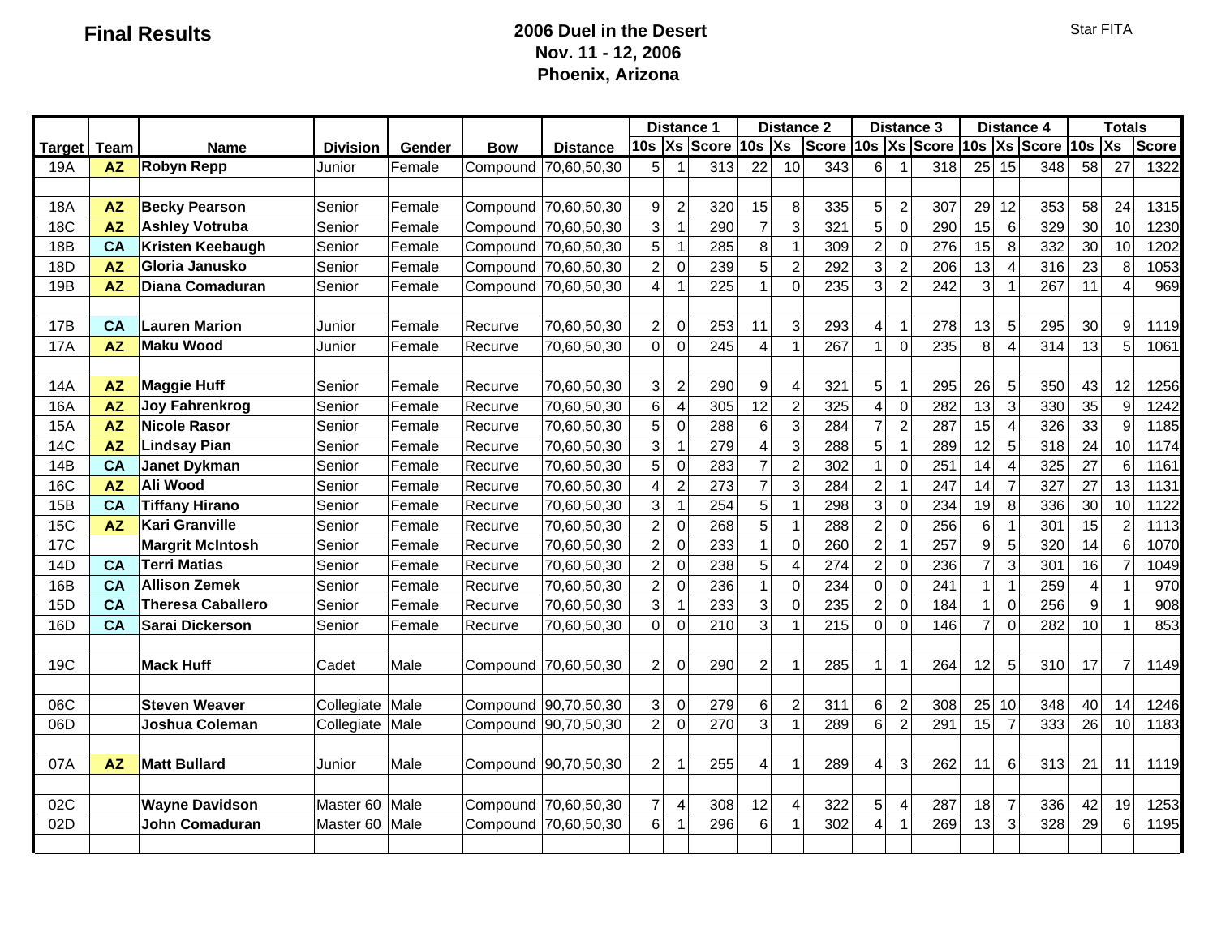**Final Results**

## 2006 Duel in the Desert
**Nov. 11 - 12, 2006**
**Phoenix, Arizona**

Star FITA

| Target | Team | Name | Division | Gender | Bow | Distance | Distance 1 | | | Distance 2 | | | Distance 3 | | | Distance 4 | | | Totals | | |
|---|---|---|---|---|---|---|---|---|---|---|---|---|---|---|---|---|---|---|---|---|---|
| | | | | | | | 10s | Xs | Score | 10s | Xs | Score | 10s | Xs | Score | 10s | Xs | Score | 10s | Xs | Score |
| 19A | AZ | **Robyn Repp** | Junior | Female | Compound | 70,60,50,30 | 5 | 1 | 313 | 22 | 10 | 343 | 6 | 1 | 318 | 25 | 15 | 348 | 58 | 27 | 1322 |
| | | | | | | | | | | | | | | | | | | | | | |
| 18A | AZ | **Becky Pearson** | Senior | Female | Compound | 70,60,50,30 | 9 | 2 | 320 | 15 | 8 | 335 | 5 | 2 | 307 | 29 | 12 | 353 | 58 | 24 | 1315 |
| 18C | AZ | **Ashley Votruba** | Senior | Female | Compound | 70,60,50,30 | 3 | 1 | 290 | 7 | 3 | 321 | 5 | 0 | 290 | 15 | 6 | 329 | 30 | 10 | 1230 |
| 18B | CA | **Kristen Keebaugh** | Senior | Female | Compound | 70,60,50,30 | 5 | 1 | 285 | 8 | 1 | 309 | 2 | 0 | 276 | 15 | 8 | 332 | 30 | 10 | 1202 |
| 18D | AZ | **Gloria Janusko** | Senior | Female | Compound | 70,60,50,30 | 2 | 0 | 239 | 5 | 2 | 292 | 3 | 2 | 206 | 13 | 4 | 316 | 23 | 8 | 1053 |
| 19B | AZ | **Diana Comaduran** | Senior | Female | Compound | 70,60,50,30 | 4 | 1 | 225 | 1 | 0 | 235 | 3 | 2 | 242 | 3 | 1 | 267 | 11 | 4 | 969 |
| | | | | | | | | | | | | | | | | | | | | | |
| 17B | CA | **Lauren Marion** | Junior | Female | Recurve | 70,60,50,30 | 2 | 0 | 253 | 11 | 3 | 293 | 4 | 1 | 278 | 13 | 5 | 295 | 30 | 9 | 1119 |
| 17A | AZ | **Maku Wood** | Junior | Female | Recurve | 70,60,50,30 | 0 | 0 | 245 | 4 | 1 | 267 | 1 | 0 | 235 | 8 | 4 | 314 | 13 | 5 | 1061 |
| | | | | | | | | | | | | | | | | | | | | | |
| 14A | AZ | **Maggie Huff** | Senior | Female | Recurve | 70,60,50,30 | 3 | 2 | 290 | 9 | 4 | 321 | 5 | 1 | 295 | 26 | 5 | 350 | 43 | 12 | 1256 |
| 16A | AZ | **Joy Fahrenkrog** | Senior | Female | Recurve | 70,60,50,30 | 6 | 4 | 305 | 12 | 2 | 325 | 4 | 0 | 282 | 13 | 3 | 330 | 35 | 9 | 1242 |
| 15A | AZ | **Nicole Rasor** | Senior | Female | Recurve | 70,60,50,30 | 5 | 0 | 288 | 6 | 3 | 284 | 7 | 2 | 287 | 15 | 4 | 326 | 33 | 9 | 1185 |
| 14C | AZ | **Lindsay Pian** | Senior | Female | Recurve | 70,60,50,30 | 3 | 1 | 279 | 4 | 3 | 288 | 5 | 1 | 289 | 12 | 5 | 318 | 24 | 10 | 1174 |
| 14B | CA | **Janet Dykman** | Senior | Female | Recurve | 70,60,50,30 | 5 | 0 | 283 | 7 | 2 | 302 | 1 | 0 | 251 | 14 | 4 | 325 | 27 | 6 | 1161 |
| 16C | AZ | **Ali Wood** | Senior | Female | Recurve | 70,60,50,30 | 4 | 2 | 273 | 7 | 3 | 284 | 2 | 1 | 247 | 14 | 7 | 327 | 27 | 13 | 1131 |
| 15B | CA | **Tiffany Hirano** | Senior | Female | Recurve | 70,60,50,30 | 3 | 1 | 254 | 5 | 1 | 298 | 3 | 0 | 234 | 19 | 8 | 336 | 30 | 10 | 1122 |
| 15C | AZ | **Kari Granville** | Senior | Female | Recurve | 70,60,50,30 | 2 | 0 | 268 | 5 | 1 | 288 | 2 | 0 | 256 | 6 | 1 | 301 | 15 | 2 | 1113 |
| 17C | | **Margrit McIntosh** | Senior | Female | Recurve | 70,60,50,30 | 2 | 0 | 233 | 1 | 0 | 260 | 2 | 1 | 257 | 9 | 5 | 320 | 14 | 6 | 1070 |
| 14D | CA | **Terri Matias** | Senior | Female | Recurve | 70,60,50,30 | 2 | 0 | 238 | 5 | 4 | 274 | 2 | 0 | 236 | 7 | 3 | 301 | 16 | 7 | 1049 |
| 16B | CA | **Allison Zemek** | Senior | Female | Recurve | 70,60,50,30 | 2 | 0 | 236 | 1 | 0 | 234 | 0 | 0 | 241 | 1 | 1 | 259 | 4 | 1 | 970 |
| 15D | CA | **Theresa Caballero** | Senior | Female | Recurve | 70,60,50,30 | 3 | 1 | 233 | 3 | 0 | 235 | 2 | 0 | 184 | 1 | 0 | 256 | 9 | 1 | 908 |
| 16D | CA | **Sarai Dickerson** | Senior | Female | Recurve | 70,60,50,30 | 0 | 0 | 210 | 3 | 1 | 215 | 0 | 0 | 146 | 7 | 0 | 282 | 10 | 1 | 853 |
| | | | | | | | | | | | | | | | | | | | | | |
| 19C | | **Mack Huff** | Cadet | Male | Compound | 70,60,50,30 | 2 | 0 | 290 | 2 | 1 | 285 | 1 | 1 | 264 | 12 | 5 | 310 | 17 | 7 | 1149 |
| | | | | | | | | | | | | | | | | | | | | | |
| 06C | | **Steven Weaver** | Collegiate | Male | Compound | 90,70,50,30 | 3 | 0 | 279 | 6 | 2 | 311 | 6 | 2 | 308 | 25 | 10 | 348 | 40 | 14 | 1246 |
| 06D | | **Joshua Coleman** | Collegiate | Male | Compound | 90,70,50,30 | 2 | 0 | 270 | 3 | 1 | 289 | 6 | 2 | 291 | 15 | 7 | 333 | 26 | 10 | 1183 |
| | | | | | | | | | | | | | | | | | | | | | |
| 07A | AZ | **Matt Bullard** | Junior | Male | Compound | 90,70,50,30 | 2 | 1 | 255 | 4 | 1 | 289 | 4 | 3 | 262 | 11 | 6 | 313 | 21 | 11 | 1119 |
| | | | | | | | | | | | | | | | | | | | | | |
| 02C | | **Wayne Davidson** | Master 60 | Male | Compound | 70,60,50,30 | 7 | 4 | 308 | 12 | 4 | 322 | 5 | 4 | 287 | 18 | 7 | 336 | 42 | 19 | 1253 |
| 02D | | **John Comaduran** | Master 60 | Male | Compound | 70,60,50,30 | 6 | 1 | 296 | 6 | 1 | 302 | 4 | 1 | 269 | 13 | 3 | 328 | 29 | 6 | 1195 |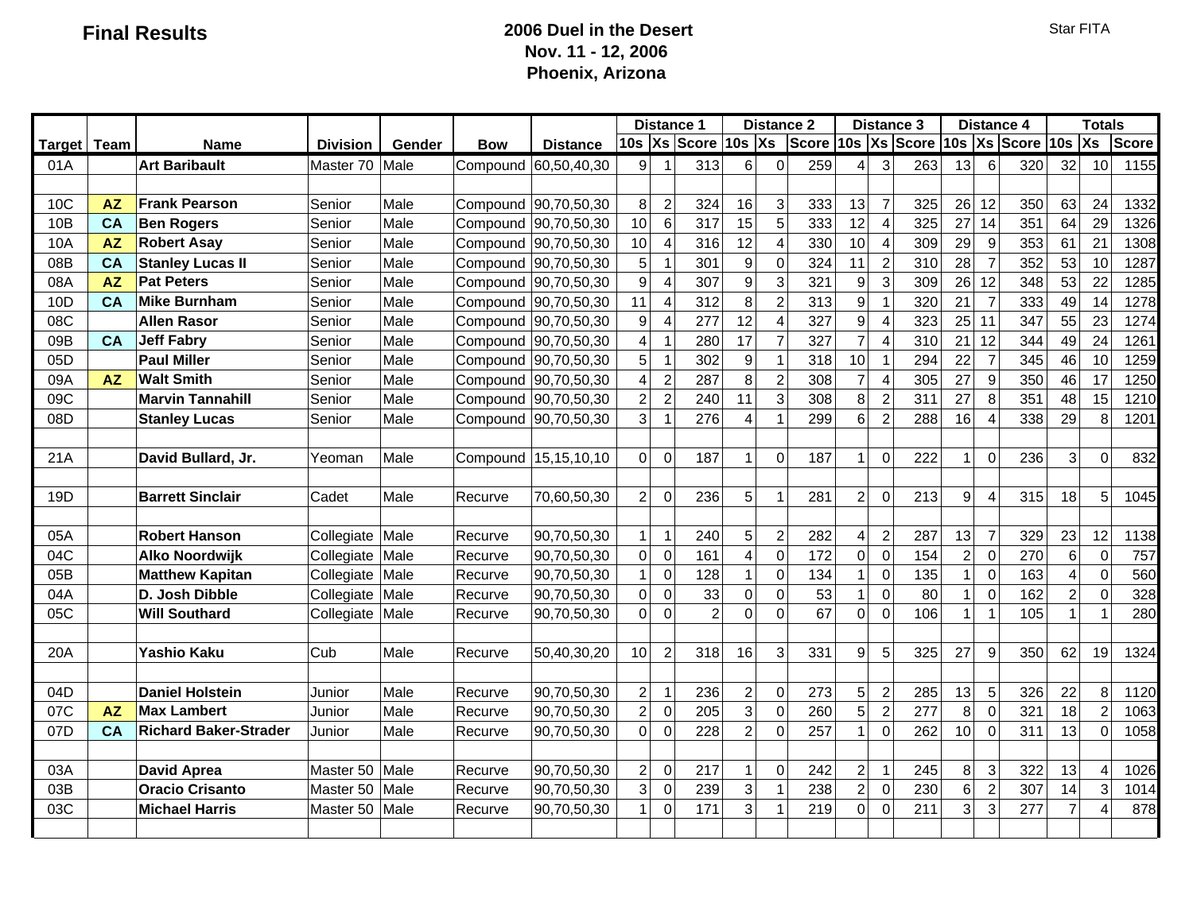# Final Results

**2006 Duel in the Desert**
**Nov. 11 - 12, 2006**
**Phoenix, Arizona**

Star FITA

| Target | Team | Name | Division | Gender | Bow | Distance | Distance 1 | | | Distance 2 | | | Distance 3 | | | Distance 4 | | | Totals | | |
|---|---|---|---|---|---|---|---|---|---|---|---|---|---|---|---|---|---|---|---|---|---|
| | | | | | | | 10s | Xs | Score | 10s | Xs | Score | 10s | Xs | Score | 10s | Xs | Score | 10s | Xs | Score |
| 01A | | **Art Baribault** | Master 70 | Male | Compound | 60,50,40,30 | 9 | 1 | 313 | 6 | 0 | 259 | 4 | 3 | 263 | 13 | 6 | 320 | 32 | 10 | 1155 |
| | | | | | | | | | | | | | | | | | | | | | |
| 10C | **AZ** | **Frank Pearson** | Senior | Male | Compound | 90,70,50,30 | 8 | 2 | 324 | 16 | 3 | 333 | 13 | 7 | 325 | 26 | 12 | 350 | 63 | 24 | 1332 |
| 10B | **CA** | **Ben Rogers** | Senior | Male | Compound | 90,70,50,30 | 10 | 6 | 317 | 15 | 5 | 333 | 12 | 4 | 325 | 27 | 14 | 351 | 64 | 29 | 1326 |
| 10A | **AZ** | **Robert Asay** | Senior | Male | Compound | 90,70,50,30 | 10 | 4 | 316 | 12 | 4 | 330 | 10 | 4 | 309 | 29 | 9 | 353 | 61 | 21 | 1308 |
| 08B | **CA** | **Stanley Lucas II** | Senior | Male | Compound | 90,70,50,30 | 5 | 1 | 301 | 9 | 0 | 324 | 11 | 2 | 310 | 28 | 7 | 352 | 53 | 10 | 1287 |
| 08A | **AZ** | **Pat Peters** | Senior | Male | Compound | 90,70,50,30 | 9 | 4 | 307 | 9 | 3 | 321 | 9 | 3 | 309 | 26 | 12 | 348 | 53 | 22 | 1285 |
| 10D | **CA** | **Mike Burnham** | Senior | Male | Compound | 90,70,50,30 | 11 | 4 | 312 | 8 | 2 | 313 | 9 | 1 | 320 | 21 | 7 | 333 | 49 | 14 | 1278 |
| 08C | | **Allen Rasor** | Senior | Male | Compound | 90,70,50,30 | 9 | 4 | 277 | 12 | 4 | 327 | 9 | 4 | 323 | 25 | 11 | 347 | 55 | 23 | 1274 |
| 09B | **CA** | **Jeff Fabry** | Senior | Male | Compound | 90,70,50,30 | 4 | 1 | 280 | 17 | 7 | 327 | 7 | 4 | 310 | 21 | 12 | 344 | 49 | 24 | 1261 |
| 05D | | **Paul Miller** | Senior | Male | Compound | 90,70,50,30 | 5 | 1 | 302 | 9 | 1 | 318 | 10 | 1 | 294 | 22 | 7 | 345 | 46 | 10 | 1259 |
| 09A | **AZ** | **Walt Smith** | Senior | Male | Compound | 90,70,50,30 | 4 | 2 | 287 | 8 | 2 | 308 | 7 | 4 | 305 | 27 | 9 | 350 | 46 | 17 | 1250 |
| 09C | | **Marvin Tannahill** | Senior | Male | Compound | 90,70,50,30 | 2 | 2 | 240 | 11 | 3 | 308 | 8 | 2 | 311 | 27 | 8 | 351 | 48 | 15 | 1210 |
| 08D | | **Stanley Lucas** | Senior | Male | Compound | 90,70,50,30 | 3 | 1 | 276 | 4 | 1 | 299 | 6 | 2 | 288 | 16 | 4 | 338 | 29 | 8 | 1201 |
| | | | | | | | | | | | | | | | | | | | | | |
| 21A | | **David Bullard, Jr.** | Yeoman | Male | Compound | 15,15,10,10 | 0 | 0 | 187 | 1 | 0 | 187 | 1 | 0 | 222 | 1 | 0 | 236 | 3 | 0 | 832 |
| | | | | | | | | | | | | | | | | | | | | | |
| 19D | | **Barrett Sinclair** | Cadet | Male | Recurve | 70,60,50,30 | 2 | 0 | 236 | 5 | 1 | 281 | 2 | 0 | 213 | 9 | 4 | 315 | 18 | 5 | 1045 |
| | | | | | | | | | | | | | | | | | | | | | |
| 05A | | **Robert Hanson** | Collegiate | Male | Recurve | 90,70,50,30 | 1 | 1 | 240 | 5 | 2 | 282 | 4 | 2 | 287 | 13 | 7 | 329 | 23 | 12 | 1138 |
| 04C | | **Alko Noordwijk** | Collegiate | Male | Recurve | 90,70,50,30 | 0 | 0 | 161 | 4 | 0 | 172 | 0 | 0 | 154 | 2 | 0 | 270 | 6 | 0 | 757 |
| 05B | | **Matthew Kapitan** | Collegiate | Male | Recurve | 90,70,50,30 | 1 | 0 | 128 | 1 | 0 | 134 | 1 | 0 | 135 | 1 | 0 | 163 | 4 | 0 | 560 |
| 04A | | **D. Josh Dibble** | Collegiate | Male | Recurve | 90,70,50,30 | 0 | 0 | 33 | 0 | 0 | 53 | 1 | 0 | 80 | 1 | 0 | 162 | 2 | 0 | 328 |
| 05C | | **Will Southard** | Collegiate | Male | Recurve | 90,70,50,30 | 0 | 0 | 2 | 0 | 0 | 67 | 0 | 0 | 106 | 1 | 1 | 105 | 1 | 1 | 280 |
| | | | | | | | | | | | | | | | | | | | | | |
| 20A | | **Yashio Kaku** | Cub | Male | Recurve | 50,40,30,20 | 10 | 2 | 318 | 16 | 3 | 331 | 9 | 5 | 325 | 27 | 9 | 350 | 62 | 19 | 1324 |
| | | | | | | | | | | | | | | | | | | | | | |
| 04D | | **Daniel Holstein** | Junior | Male | Recurve | 90,70,50,30 | 2 | 1 | 236 | 2 | 0 | 273 | 5 | 2 | 285 | 13 | 5 | 326 | 22 | 8 | 1120 |
| 07C | **AZ** | **Max Lambert** | Junior | Male | Recurve | 90,70,50,30 | 2 | 0 | 205 | 3 | 0 | 260 | 5 | 2 | 277 | 8 | 0 | 321 | 18 | 2 | 1063 |
| 07D | **CA** | **Richard Baker-Strader** | Junior | Male | Recurve | 90,70,50,30 | 0 | 0 | 228 | 2 | 0 | 257 | 1 | 0 | 262 | 10 | 0 | 311 | 13 | 0 | 1058 |
| | | | | | | | | | | | | | | | | | | | | | |
| 03A | | **David Aprea** | Master 50 | Male | Recurve | 90,70,50,30 | 2 | 0 | 217 | 1 | 0 | 242 | 2 | 1 | 245 | 8 | 3 | 322 | 13 | 4 | 1026 |
| 03B | | **Oracio Crisanto** | Master 50 | Male | Recurve | 90,70,50,30 | 3 | 0 | 239 | 3 | 1 | 238 | 2 | 0 | 230 | 6 | 2 | 307 | 14 | 3 | 1014 |
| 03C | | **Michael Harris** | Master 50 | Male | Recurve | 90,70,50,30 | 1 | 0 | 171 | 3 | 1 | 219 | 0 | 0 | 211 | 3 | 3 | 277 | 7 | 4 | 878 |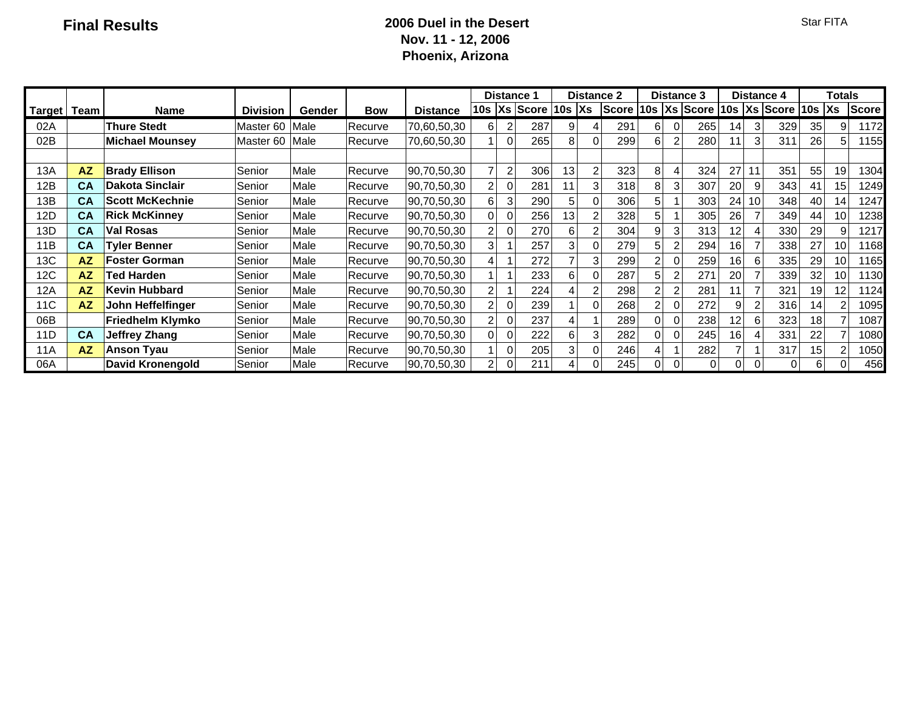**Final Results**

## 2006 Duel in the Desert
**Nov. 11 - 12, 2006**
**Phoenix, Arizona**

Star FITA

| Target | Team | Name | Division | Gender | Bow | Distance | Distance 1 | | | Distance 2 | | | Distance 3 | | | Distance 4 | | | Totals | | |
|---|---|---|---|---|---|---|---|---|---|---|---|---|---|---|---|---|---|---|---|---|---|
| | | | | | | | 10s | Xs | Score | 10s | Xs | Score | 10s | Xs | Score | 10s | Xs | Score | 10s | Xs | Score |
| 02A | | **Thure Stedt** | Master 60 | Male | Recurve | 70,60,50,30 | 6 | 2 | 287 | 9 | 4 | 291 | 6 | 0 | 265 | 14 | 3 | 329 | 35 | 9 | 1172 |
| 02B | | **Michael Mounsey** | Master 60 | Male | Recurve | 70,60,50,30 | 1 | 0 | 265 | 8 | 0 | 299 | 6 | 2 | 280 | 11 | 3 | 311 | 26 | 5 | 1155 |
| | | | | | | | | | | | | | | | | | | | | | |
| 13A | **AZ** | **Brady Ellison** | Senior | Male | Recurve | 90,70,50,30 | 7 | 2 | 306 | 13 | 2 | 323 | 8 | 4 | 324 | 27 | 11 | 351 | 55 | 19 | 1304 |
| 12B | **CA** | **Dakota Sinclair** | Senior | Male | Recurve | 90,70,50,30 | 2 | 0 | 281 | 11 | 3 | 318 | 8 | 3 | 307 | 20 | 9 | 343 | 41 | 15 | 1249 |
| 13B | **CA** | **Scott McKechnie** | Senior | Male | Recurve | 90,70,50,30 | 6 | 3 | 290 | 5 | 0 | 306 | 5 | 1 | 303 | 24 | 10 | 348 | 40 | 14 | 1247 |
| 12D | **CA** | **Rick McKinney** | Senior | Male | Recurve | 90,70,50,30 | 0 | 0 | 256 | 13 | 2 | 328 | 5 | 1 | 305 | 26 | 7 | 349 | 44 | 10 | 1238 |
| 13D | **CA** | **Val Rosas** | Senior | Male | Recurve | 90,70,50,30 | 2 | 0 | 270 | 6 | 2 | 304 | 9 | 3 | 313 | 12 | 4 | 330 | 29 | 9 | 1217 |
| 11B | **CA** | **Tyler Benner** | Senior | Male | Recurve | 90,70,50,30 | 3 | 1 | 257 | 3 | 0 | 279 | 5 | 2 | 294 | 16 | 7 | 338 | 27 | 10 | 1168 |
| 13C | **AZ** | **Foster Gorman** | Senior | Male | Recurve | 90,70,50,30 | 4 | 1 | 272 | 7 | 3 | 299 | 2 | 0 | 259 | 16 | 6 | 335 | 29 | 10 | 1165 |
| 12C | **AZ** | **Ted Harden** | Senior | Male | Recurve | 90,70,50,30 | 1 | 1 | 233 | 6 | 0 | 287 | 5 | 2 | 271 | 20 | 7 | 339 | 32 | 10 | 1130 |
| 12A | **AZ** | **Kevin Hubbard** | Senior | Male | Recurve | 90,70,50,30 | 2 | 1 | 224 | 4 | 2 | 298 | 2 | 2 | 281 | 11 | 7 | 321 | 19 | 12 | 1124 |
| 11C | **AZ** | **John Heffelfinger** | Senior | Male | Recurve | 90,70,50,30 | 2 | 0 | 239 | 1 | 0 | 268 | 2 | 0 | 272 | 9 | 2 | 316 | 14 | 2 | 1095 |
| 06B | | **Friedhelm Klymko** | Senior | Male | Recurve | 90,70,50,30 | 2 | 0 | 237 | 4 | 1 | 289 | 0 | 0 | 238 | 12 | 6 | 323 | 18 | 7 | 1087 |
| 11D | **CA** | **Jeffrey Zhang** | Senior | Male | Recurve | 90,70,50,30 | 0 | 0 | 222 | 6 | 3 | 282 | 0 | 0 | 245 | 16 | 4 | 331 | 22 | 7 | 1080 |
| 11A | **AZ** | **Anson Tyau** | Senior | Male | Recurve | 90,70,50,30 | 1 | 0 | 205 | 3 | 0 | 246 | 4 | 1 | 282 | 7 | 1 | 317 | 15 | 2 | 1050 |
| 06A | | **David Kronengold** | Senior | Male | Recurve | 90,70,50,30 | 2 | 0 | 211 | 4 | 0 | 245 | 0 | 0 | 0 | 0 | 0 | 0 | 6 | 0 | 456 |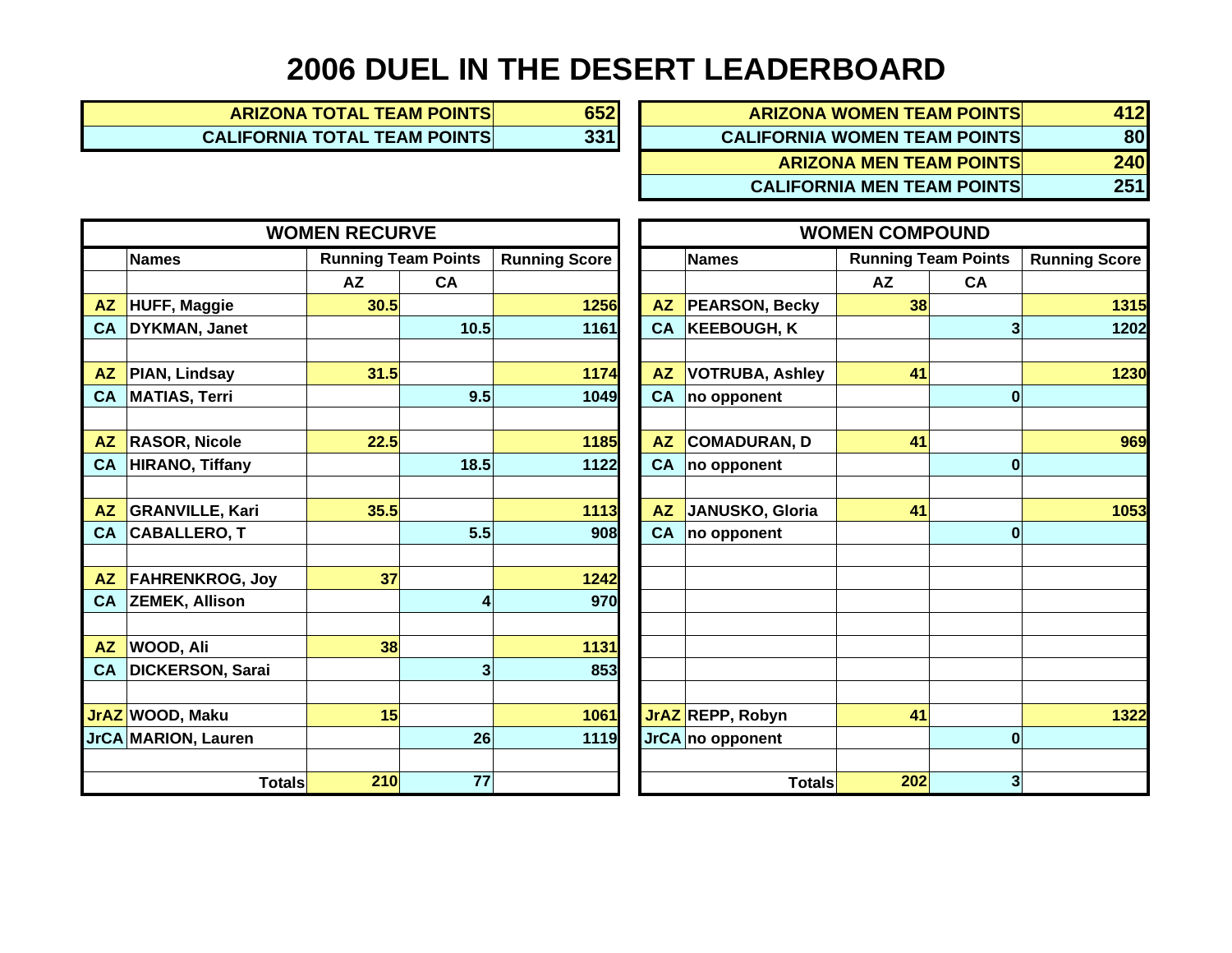# 2006 DUEL IN THE DESERT LEADERBOARD

| | |
|---|---|
| ARIZONA TOTAL TEAM POINTS | 652 |
| CALIFORNIA TOTAL TEAM POINTS | 331 |

| | |
|---|---|
| ARIZONA WOMEN TEAM POINTS | 412 |
| CALIFORNIA WOMEN TEAM POINTS | 80 |
| ARIZONA MEN TEAM POINTS | 240 |
| CALIFORNIA MEN TEAM POINTS | 251 |

## WOMEN RECURVE

| | Names | Running Team Points | | Running Score |
|---|---|---|---|---|
| | | AZ | CA | |
| AZ | HUFF, Maggie | 30.5 | | 1256 |
| CA | DYKMAN, Janet | | 10.5 | 1161 |
| | | | | |
| AZ | PIAN, Lindsay | 31.5 | | 1174 |
| CA | MATIAS, Terri | | 9.5 | 1049 |
| | | | | |
| AZ | RASOR, Nicole | 22.5 | | 1185 |
| CA | HIRANO, Tiffany | | 18.5 | 1122 |
| | | | | |
| AZ | GRANVILLE, Kari | 35.5 | | 1113 |
| CA | CABALLERO, T | | 5.5 | 908 |
| | | | | |
| AZ | FAHRENKROG, Joy | 37 | | 1242 |
| CA | ZEMEK, Allison | | 4 | 970 |
| | | | | |
| AZ | WOOD, Ali | 38 | | 1131 |
| CA | DICKERSON, Sarai | | 3 | 853 |
| | | | | |
| JrAZ | WOOD, Maku | 15 | | 1061 |
| JrCA | MARION, Lauren | | 26 | 1119 |
| | | | | |
| | Totals | 210 | 77 | |

## WOMEN COMPOUND

| | Names | Running Team Points | | Running Score |
|---|---|---|---|---|
| | | AZ | CA | |
| AZ | PEARSON, Becky | 38 | | 1315 |
| CA | KEEBOUGH, K | | 3 | 1202 |
| | | | | |
| AZ | VOTRUBA, Ashley | 41 | | 1230 |
| CA | no opponent | | 0 | |
| | | | | |
| AZ | COMADURAN, D | 41 | | 969 |
| CA | no opponent | | 0 | |
| | | | | |
| AZ | JANUSKO, Gloria | 41 | | 1053 |
| CA | no opponent | | 0 | |
| | | | | |
| JrAZ | REPP, Robyn | 41 | | 1322 |
| JrCA | no opponent | | 0 | |
| | | | | |
| | Totals | 202 | 3 | |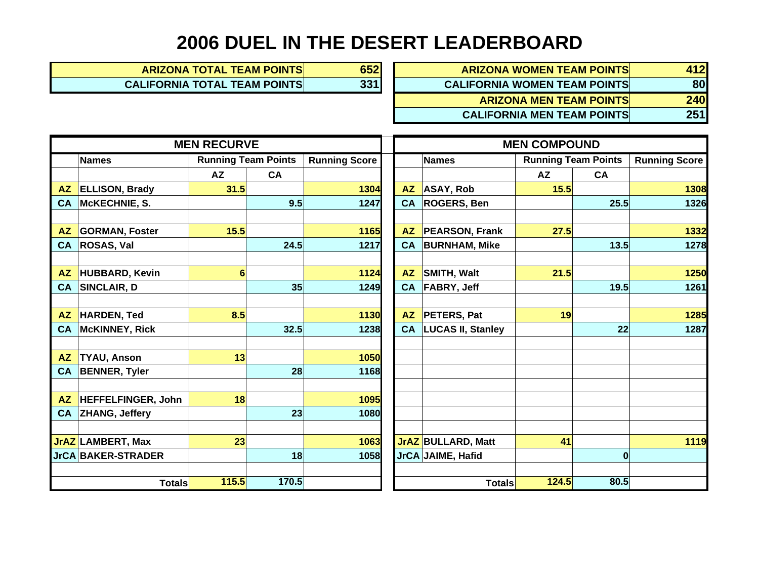# 2006 DUEL IN THE DESERT LEADERBOARD

| | |
|---|---|
| ARIZONA TOTAL TEAM POINTS | 652 |
| CALIFORNIA TOTAL TEAM POINTS | 331 |

| | |
|---|---|
| ARIZONA WOMEN TEAM POINTS | 412 |
| CALIFORNIA WOMEN TEAM POINTS | 80 |
| ARIZONA MEN TEAM POINTS | 240 |
| CALIFORNIA MEN TEAM POINTS | 251 |

## MEN RECURVE

| | Names | Running Team Points | | Running Score |
|---|---|---|---|---|
| | | AZ | CA | |
| AZ | ELLISON, Brady | 31.5 | | 1304 |
| CA | McKECHNIE, S. | | 9.5 | 1247 |
| | | | | |
| AZ | GORMAN, Foster | 15.5 | | 1165 |
| CA | ROSAS, Val | | 24.5 | 1217 |
| | | | | |
| AZ | HUBBARD, Kevin | 6 | | 1124 |
| CA | SINCLAIR, D | | 35 | 1249 |
| | | | | |
| AZ | HARDEN, Ted | 8.5 | | 1130 |
| CA | McKINNEY, Rick | | 32.5 | 1238 |
| | | | | |
| AZ | TYAU, Anson | 13 | | 1050 |
| CA | BENNER, Tyler | | 28 | 1168 |
| | | | | |
| AZ | HEFFELFINGER, John | 18 | | 1095 |
| CA | ZHANG, Jeffery | | 23 | 1080 |
| | | | | |
| JrAZ | LAMBERT, Max | 23 | | 1063 |
| JrCA | BAKER-STRADER | | 18 | 1058 |
| | | | | |
| | Totals | 115.5 | 170.5 | |

## MEN COMPOUND

| | Names | Running Team Points | | Running Score |
|---|---|---|---|---|
| | | AZ | CA | |
| AZ | ASAY, Rob | 15.5 | | 1308 |
| CA | ROGERS, Ben | | 25.5 | 1326 |
| | | | | |
| AZ | PEARSON, Frank | 27.5 | | 1332 |
| CA | BURNHAM, Mike | | 13.5 | 1278 |
| | | | | |
| AZ | SMITH, Walt | 21.5 | | 1250 |
| CA | FABRY, Jeff | | 19.5 | 1261 |
| | | | | |
| AZ | PETERS, Pat | 19 | | 1285 |
| CA | LUCAS II, Stanley | | 22 | 1287 |
| | | | | |
| JrAZ | BULLARD, Matt | 41 | | 1119 |
| JrCA | JAIME, Hafid | | 0 | |
| | | | | |
| | Totals | 124.5 | 80.5 | |